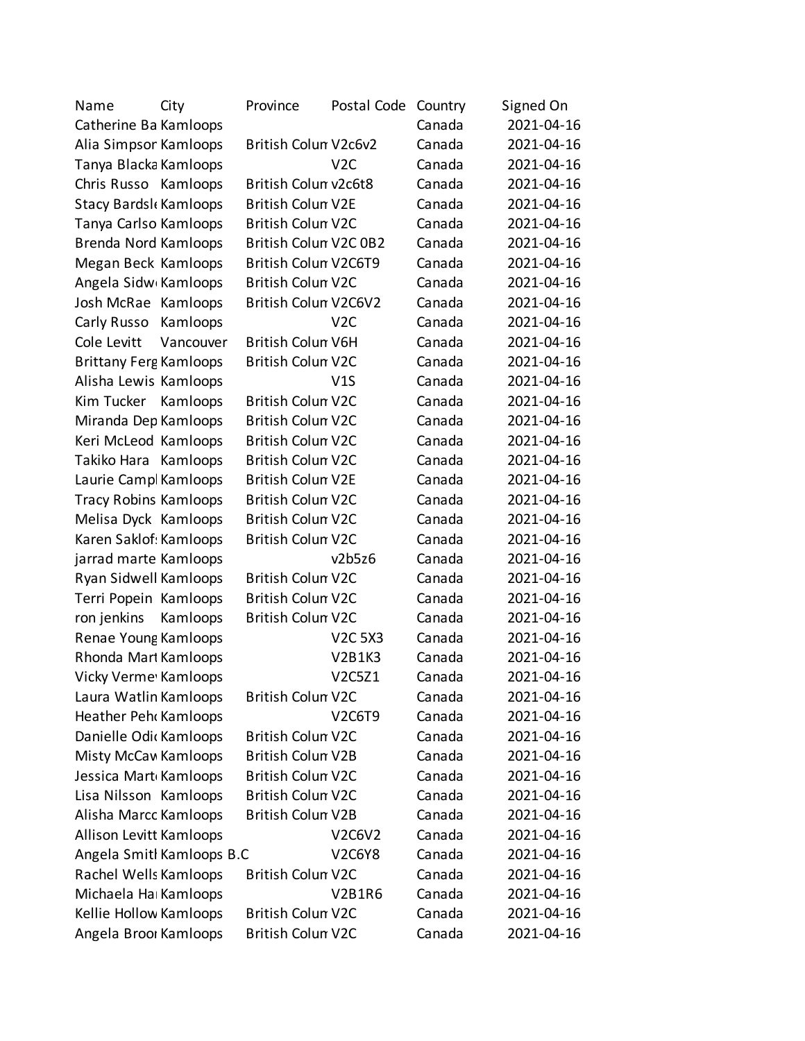| Name | City | Province | Postal Code | Country | Signed On |
|---|---|---|---|---|---|
| Catherine Ba | Kamloops | | | Canada | 2021-04-16 |
| Alia Simpsor | Kamloops | British Colum | V2c6v2 | Canada | 2021-04-16 |
| Tanya Blacka | Kamloops | | V2C | Canada | 2021-04-16 |
| Chris Russo | Kamloops | British Colum | v2c6t8 | Canada | 2021-04-16 |
| Stacy Bardsl | Kamloops | British Colum | V2E | Canada | 2021-04-16 |
| Tanya Carlso | Kamloops | British Colum | V2C | Canada | 2021-04-16 |
| Brenda Nord | Kamloops | British Colum | V2C 0B2 | Canada | 2021-04-16 |
| Megan Beck | Kamloops | British Colum | V2C6T9 | Canada | 2021-04-16 |
| Angela Sidw | Kamloops | British Colum | V2C | Canada | 2021-04-16 |
| Josh McRae | Kamloops | British Colum | V2C6V2 | Canada | 2021-04-16 |
| Carly Russo | Kamloops | | V2C | Canada | 2021-04-16 |
| Cole Levitt | Vancouver | British Colum | V6H | Canada | 2021-04-16 |
| Brittany Ferg | Kamloops | British Colum | V2C | Canada | 2021-04-16 |
| Alisha Lewis | Kamloops | | V1S | Canada | 2021-04-16 |
| Kim Tucker | Kamloops | British Colum | V2C | Canada | 2021-04-16 |
| Miranda Dep | Kamloops | British Colum | V2C | Canada | 2021-04-16 |
| Keri McLeod | Kamloops | British Colum | V2C | Canada | 2021-04-16 |
| Takiko Hara | Kamloops | British Colum | V2C | Canada | 2021-04-16 |
| Laurie Campl | Kamloops | British Colum | V2E | Canada | 2021-04-16 |
| Tracy Robins | Kamloops | British Colum | V2C | Canada | 2021-04-16 |
| Melisa Dyck | Kamloops | British Colum | V2C | Canada | 2021-04-16 |
| Karen Saklof | Kamloops | British Colum | V2C | Canada | 2021-04-16 |
| jarrad marte | Kamloops | | v2b5z6 | Canada | 2021-04-16 |
| Ryan Sidwell | Kamloops | British Colum | V2C | Canada | 2021-04-16 |
| Terri Popein | Kamloops | British Colum | V2C | Canada | 2021-04-16 |
| ron jenkins | Kamloops | British Colum | V2C | Canada | 2021-04-16 |
| Renae Young | Kamloops | | V2C 5X3 | Canada | 2021-04-16 |
| Rhonda Mart | Kamloops | | V2B1K3 | Canada | 2021-04-16 |
| Vicky Verme | Kamloops | | V2C5Z1 | Canada | 2021-04-16 |
| Laura Watlin | Kamloops | British Colum | V2C | Canada | 2021-04-16 |
| Heather Peh | Kamloops | | V2C6T9 | Canada | 2021-04-16 |
| Danielle Odi | Kamloops | British Colum | V2C | Canada | 2021-04-16 |
| Misty McCaw | Kamloops | British Colum | V2B | Canada | 2021-04-16 |
| Jessica Mart | Kamloops | British Colum | V2C | Canada | 2021-04-16 |
| Lisa Nilsson | Kamloops | British Colum | V2C | Canada | 2021-04-16 |
| Alisha Marcc | Kamloops | British Colum | V2B | Canada | 2021-04-16 |
| Allison Levitt | Kamloops | | V2C6V2 | Canada | 2021-04-16 |
| Angela Smitl | Kamloops B.C | | V2C6Y8 | Canada | 2021-04-16 |
| Rachel Wells | Kamloops | British Colum | V2C | Canada | 2021-04-16 |
| Michaela Ha | Kamloops | | V2B1R6 | Canada | 2021-04-16 |
| Kellie Hollow | Kamloops | British Colum | V2C | Canada | 2021-04-16 |
| Angela Broo | Kamloops | British Colum | V2C | Canada | 2021-04-16 |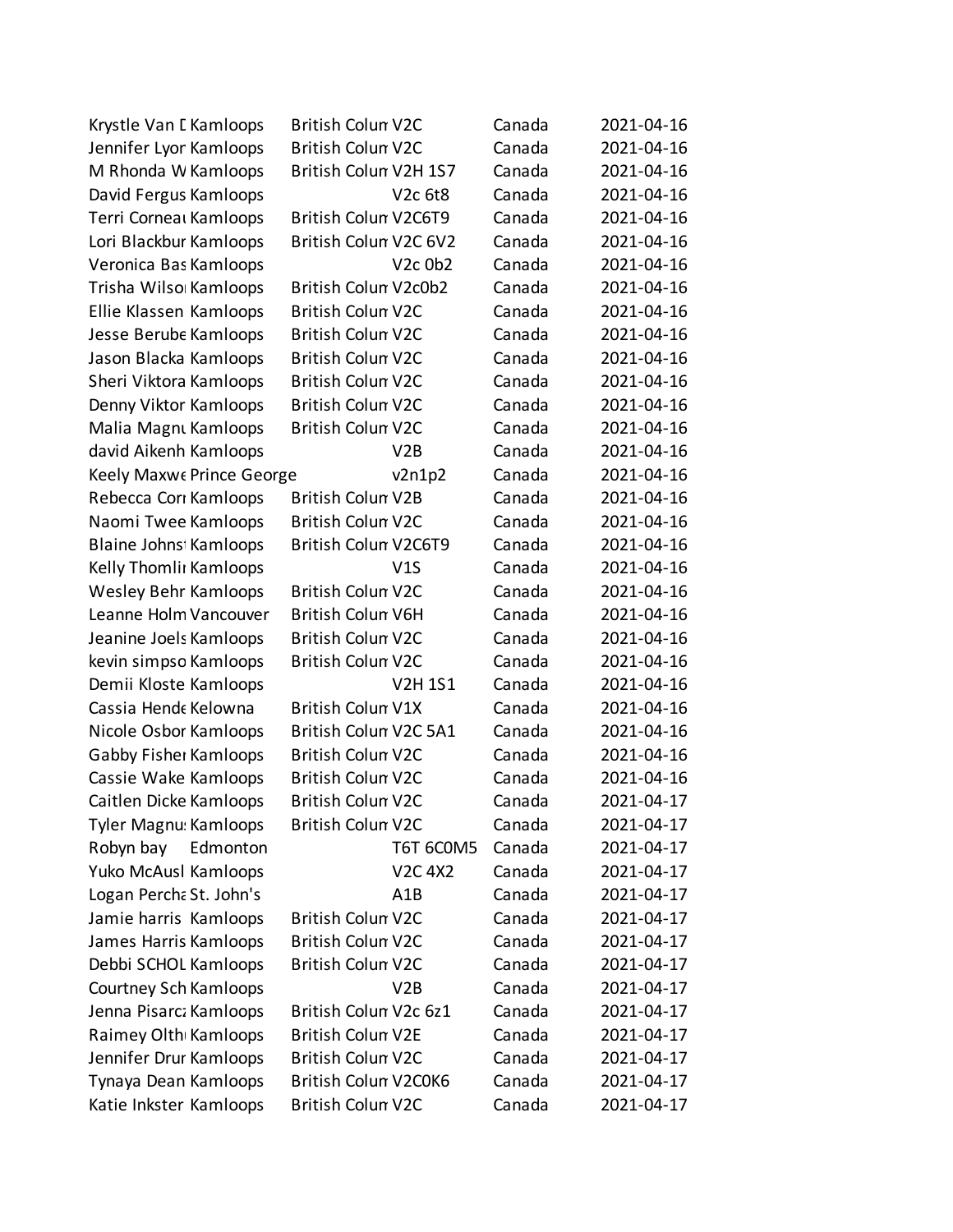| | | | | | |
|---|---|---|---|---|---|
| Krystle Van D | Kamloops | British Colum | V2C | Canada | 2021-04-16 |
| Jennifer Lyon | Kamloops | British Colum | V2C | Canada | 2021-04-16 |
| M Rhonda W | Kamloops | British Colum | V2H 1S7 | Canada | 2021-04-16 |
| David Fergus | Kamloops | | V2c 6t8 | Canada | 2021-04-16 |
| Terri Corneau | Kamloops | British Colum | V2C6T9 | Canada | 2021-04-16 |
| Lori Blackbur | Kamloops | British Colum | V2C 6V2 | Canada | 2021-04-16 |
| Veronica Bas | Kamloops | | V2c 0b2 | Canada | 2021-04-16 |
| Trisha Wilson | Kamloops | British Colum | V2c0b2 | Canada | 2021-04-16 |
| Ellie Klassen | Kamloops | British Colum | V2C | Canada | 2021-04-16 |
| Jesse Berube | Kamloops | British Colum | V2C | Canada | 2021-04-16 |
| Jason Blacka | Kamloops | British Colum | V2C | Canada | 2021-04-16 |
| Sheri Viktora | Kamloops | British Colum | V2C | Canada | 2021-04-16 |
| Denny Viktor | Kamloops | British Colum | V2C | Canada | 2021-04-16 |
| Malia Magnu | Kamloops | British Colum | V2C | Canada | 2021-04-16 |
| david Aikenh | Kamloops | | V2B | Canada | 2021-04-16 |
| Keely Maxwe | Prince George | | v2n1p2 | Canada | 2021-04-16 |
| Rebecca Corr | Kamloops | British Colum | V2B | Canada | 2021-04-16 |
| Naomi Twee | Kamloops | British Colum | V2C | Canada | 2021-04-16 |
| Blaine Johnst | Kamloops | British Colum | V2C6T9 | Canada | 2021-04-16 |
| Kelly Thomlir | Kamloops | | V1S | Canada | 2021-04-16 |
| Wesley Behr | Kamloops | British Colum | V2C | Canada | 2021-04-16 |
| Leanne Holm | Vancouver | British Colum | V6H | Canada | 2021-04-16 |
| Jeanine Joels | Kamloops | British Colum | V2C | Canada | 2021-04-16 |
| kevin simpso | Kamloops | British Colum | V2C | Canada | 2021-04-16 |
| Demii Kloste | Kamloops | | V2H 1S1 | Canada | 2021-04-16 |
| Cassia Hende | Kelowna | British Colum | V1X | Canada | 2021-04-16 |
| Nicole Osbor | Kamloops | British Colum | V2C 5A1 | Canada | 2021-04-16 |
| Gabby Fisher | Kamloops | British Colum | V2C | Canada | 2021-04-16 |
| Cassie Wake | Kamloops | British Colum | V2C | Canada | 2021-04-16 |
| Caitlen Dicke | Kamloops | British Colum | V2C | Canada | 2021-04-17 |
| Tyler Magnus | Kamloops | British Colum | V2C | Canada | 2021-04-17 |
| Robyn bay | Edmonton | | T6T 6C0M5 | Canada | 2021-04-17 |
| Yuko McAusl | Kamloops | | V2C 4X2 | Canada | 2021-04-17 |
| Logan Percha | St. John's | | A1B | Canada | 2021-04-17 |
| Jamie harris | Kamloops | British Colum | V2C | Canada | 2021-04-17 |
| James Harris | Kamloops | British Colum | V2C | Canada | 2021-04-17 |
| Debbi SCHOL | Kamloops | British Colum | V2C | Canada | 2021-04-17 |
| Courtney Sch | Kamloops | | V2B | Canada | 2021-04-17 |
| Jenna Pisarcz | Kamloops | British Colum | V2c 6z1 | Canada | 2021-04-17 |
| Raimey Olth | Kamloops | British Colum | V2E | Canada | 2021-04-17 |
| Jennifer Drur | Kamloops | British Colum | V2C | Canada | 2021-04-17 |
| Tynaya Dean | Kamloops | British Colum | V2C0K6 | Canada | 2021-04-17 |
| Katie Inkster | Kamloops | British Colum | V2C | Canada | 2021-04-17 |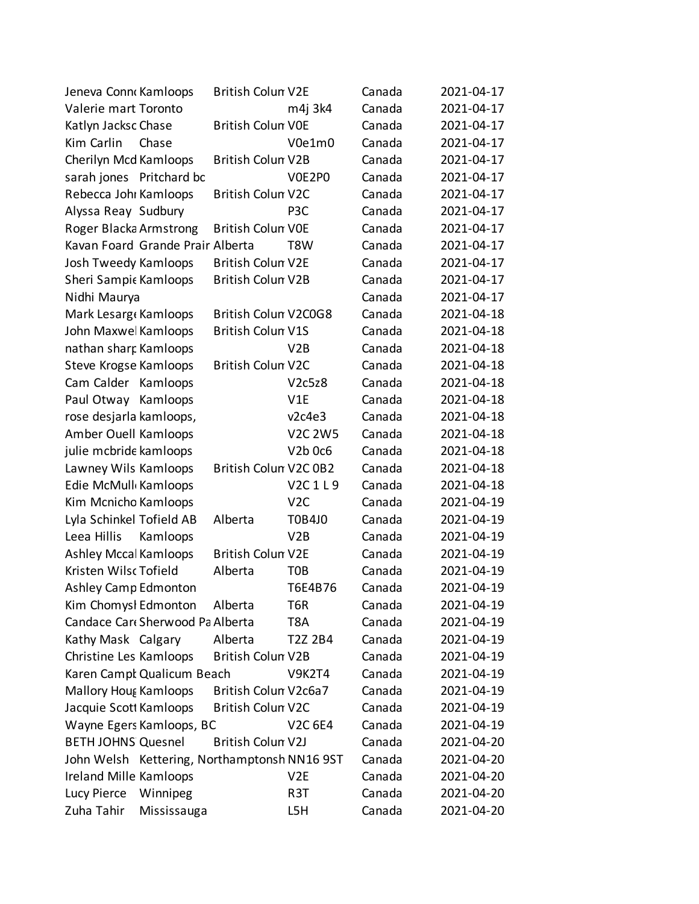| | | | | | |
|---|---|---|---|---|---|
| Jeneva Conn | Kamloops | British Colum | V2E | Canada | 2021-04-17 |
| Valerie mart | Toronto | | m4j 3k4 | Canada | 2021-04-17 |
| Katlyn Jackso | Chase | British Colum | V0E | Canada | 2021-04-17 |
| Kim Carlin | Chase | | V0e1m0 | Canada | 2021-04-17 |
| Cherilyn Mcd | Kamloops | British Colum | V2B | Canada | 2021-04-17 |
| sarah jones | Pritchard bc | | V0E2P0 | Canada | 2021-04-17 |
| Rebecca Johı | Kamloops | British Colum | V2C | Canada | 2021-04-17 |
| Alyssa Reay | Sudbury | | P3C | Canada | 2021-04-17 |
| Roger Blacka | Armstrong | British Colum | V0E | Canada | 2021-04-17 |
| Kavan Foard | Grande Prair | Alberta | T8W | Canada | 2021-04-17 |
| Josh Tweedy | Kamloops | British Colum | V2E | Canada | 2021-04-17 |
| Sheri Sampie | Kamloops | British Colum | V2B | Canada | 2021-04-17 |
| Nidhi Maurya | | | | Canada | 2021-04-17 |
| Mark Lesarge | Kamloops | British Colum | V2C0G8 | Canada | 2021-04-18 |
| John Maxwel | Kamloops | British Colum | V1S | Canada | 2021-04-18 |
| nathan sharp | Kamloops | | V2B | Canada | 2021-04-18 |
| Steve Krogse | Kamloops | British Colum | V2C | Canada | 2021-04-18 |
| Cam Calder | Kamloops | | V2c5z8 | Canada | 2021-04-18 |
| Paul Otway | Kamloops | | V1E | Canada | 2021-04-18 |
| rose desjarla | kamloops, | | v2c4e3 | Canada | 2021-04-18 |
| Amber Ouell | Kamloops | | V2C 2W5 | Canada | 2021-04-18 |
| julie mcbride | kamloops | | V2b 0c6 | Canada | 2021-04-18 |
| Lawney Wils | Kamloops | British Colum | V2C 0B2 | Canada | 2021-04-18 |
| Edie McMull | Kamloops | | V2C 1 L 9 | Canada | 2021-04-18 |
| Kim Mcnicho | Kamloops | | V2C | Canada | 2021-04-19 |
| Lyla Schinkel | Tofield AB | Alberta | T0B4J0 | Canada | 2021-04-19 |
| Leea Hillis | Kamloops | | V2B | Canada | 2021-04-19 |
| Ashley Mccal | Kamloops | British Colum | V2E | Canada | 2021-04-19 |
| Kristen Wilso | Tofield | Alberta | T0B | Canada | 2021-04-19 |
| Ashley Camp | Edmonton | | T6E4B76 | Canada | 2021-04-19 |
| Kim Chomysl | Edmonton | Alberta | T6R | Canada | 2021-04-19 |
| Candace Car | Sherwood Pa | Alberta | T8A | Canada | 2021-04-19 |
| Kathy Mask | Calgary | Alberta | T2Z 2B4 | Canada | 2021-04-19 |
| Christine Les | Kamloops | British Colum | V2B | Canada | 2021-04-19 |
| Karen Campl | Qualicum Beach | | V9K2T4 | Canada | 2021-04-19 |
| Mallory Houg | Kamloops | British Colum | V2c6a7 | Canada | 2021-04-19 |
| Jacquie Scott | Kamloops | British Colum | V2C | Canada | 2021-04-19 |
| Wayne Egers | Kamloops, BC | | V2C 6E4 | Canada | 2021-04-19 |
| BETH JOHNS | Quesnel | British Colum | V2J | Canada | 2021-04-20 |
| John Welsh | Kettering, Northamptonsh | | NN16 9ST | Canada | 2021-04-20 |
| Ireland Mille | Kamloops | | V2E | Canada | 2021-04-20 |
| Lucy Pierce | Winnipeg | | R3T | Canada | 2021-04-20 |
| Zuha Tahir | Mississauga | | L5H | Canada | 2021-04-20 |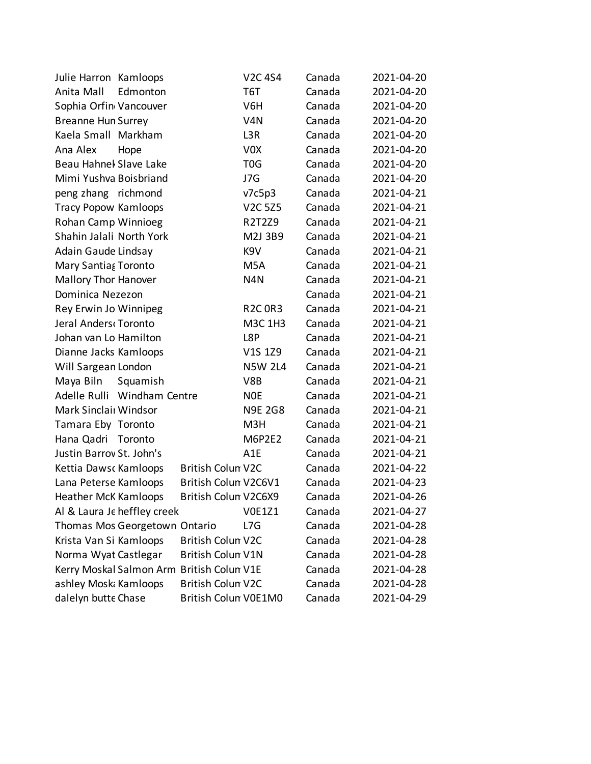| | | | | | |
|---|---|---|---|---|---|
| Julie Harron | Kamloops | | V2C 4S4 | Canada | 2021-04-20 |
| Anita Mall | Edmonton | | T6T | Canada | 2021-04-20 |
| Sophia Orfin | Vancouver | | V6H | Canada | 2021-04-20 |
| Breanne Hun | Surrey | | V4N | Canada | 2021-04-20 |
| Kaela Small | Markham | | L3R | Canada | 2021-04-20 |
| Ana Alex | Hope | | V0X | Canada | 2021-04-20 |
| Beau Hahnel | Slave Lake | | T0G | Canada | 2021-04-20 |
| Mimi Yushva | Boisbriand | | J7G | Canada | 2021-04-20 |
| peng zhang | richmond | | v7c5p3 | Canada | 2021-04-21 |
| Tracy Popow | Kamloops | | V2C 5Z5 | Canada | 2021-04-21 |
| Rohan Camp | Winnioeg | | R2T2Z9 | Canada | 2021-04-21 |
| Shahin Jalali | North York | | M2J 3B9 | Canada | 2021-04-21 |
| Adain Gaude | Lindsay | | K9V | Canada | 2021-04-21 |
| Mary Santiag | Toronto | | M5A | Canada | 2021-04-21 |
| Mallory Thor | Hanover | | N4N | Canada | 2021-04-21 |
| Dominica Nezezon | | | | Canada | 2021-04-21 |
| Rey Erwin Jo | Winnipeg | | R2C 0R3 | Canada | 2021-04-21 |
| Jeral Anders | Toronto | | M3C 1H3 | Canada | 2021-04-21 |
| Johan van Lo | Hamilton | | L8P | Canada | 2021-04-21 |
| Dianne Jacks | Kamloops | | V1S 1Z9 | Canada | 2021-04-21 |
| Will Sargean | London | | N5W 2L4 | Canada | 2021-04-21 |
| Maya Biln | Squamish | | V8B | Canada | 2021-04-21 |
| Adelle Rulli | Windham Centre | | N0E | Canada | 2021-04-21 |
| Mark Sinclair | Windsor | | N9E 2G8 | Canada | 2021-04-21 |
| Tamara Eby | Toronto | | M3H | Canada | 2021-04-21 |
| Hana Qadri | Toronto | | M6P2E2 | Canada | 2021-04-21 |
| Justin Barrov | St. John's | | A1E | Canada | 2021-04-21 |
| Kettia Dawsc | Kamloops | British Colum | V2C | Canada | 2021-04-22 |
| Lana Peterse | Kamloops | British Colum | V2C6V1 | Canada | 2021-04-23 |
| Heather McK | Kamloops | British Colum | V2C6X9 | Canada | 2021-04-26 |
| Al & Laura Je | heffley creek | | V0E1Z1 | Canada | 2021-04-27 |
| Thomas Mos | Georgetown | Ontario | L7G | Canada | 2021-04-28 |
| Krista Van Si | Kamloops | British Colum | V2C | Canada | 2021-04-28 |
| Norma Wyat | Castlegar | British Colum | V1N | Canada | 2021-04-28 |
| Kerry Moskal | Salmon Arm | British Colum | V1E | Canada | 2021-04-28 |
| ashley Moska | Kamloops | British Colum | V2C | Canada | 2021-04-28 |
| dalelyn butte | Chase | British Colum | V0E1M0 | Canada | 2021-04-29 |